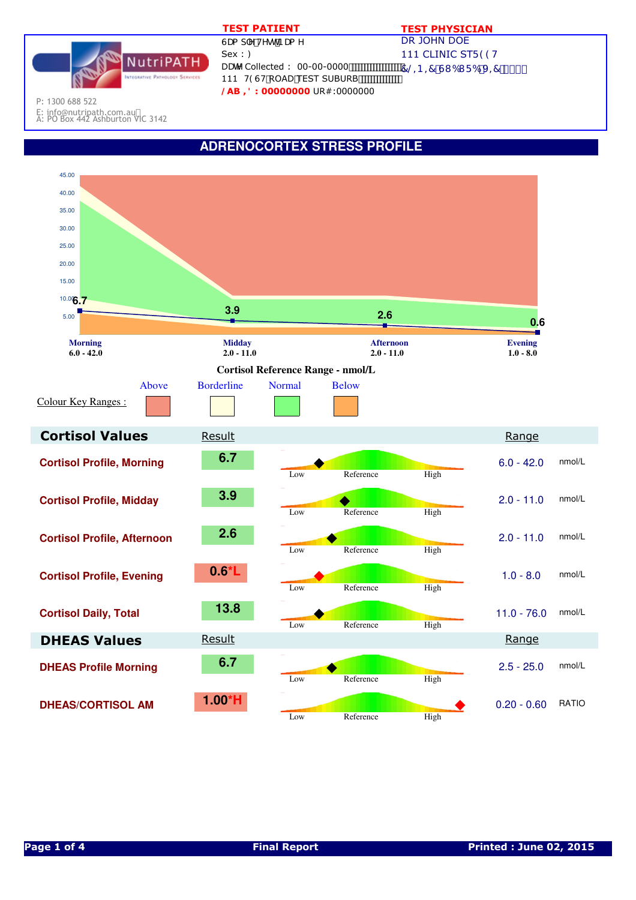**TEST PATIENT**

6DP SOH7HVW1DP H
Sex : )
DDWH Collected : 00-00-0000
111 7(67 ROAD TEST SUBURB
**/ AB , ' : 00000000** UR#:0000000

**TEST PHYSICIAN**

DR JOHN DOE
111 CLINIC ST5((7
&/,1,& 68%85% 9,&

NutriPATH
Integrative Pathology Services

P: 1300 688 522
E: info@nutripath.com.au
A: PO Box 442 Ashburton VIC 3142

# ADRENOCORTEX STRESS PROFILE

| | Morning | Midday | Afternoon | Evening |
|---|---|---|---|---|
| Result | 6.7 | 3.9 | 2.6 | 0.6 |
| Range | 6.0 - 42.0 | 2.0 - 11.0 | 2.0 - 11.0 | 1.0 - 8.0 |

Cortisol Reference Range - nmol/L

Colour Key Ranges : Above | Borderline | Normal | Below

## Cortisol Values

| | Result | Range | |
|---|---|---|---|
| Cortisol Profile, Morning | 6.7 | 6.0 - 42.0 | nmol/L |
| Cortisol Profile, Midday | 3.9 | 2.0 - 11.0 | nmol/L |
| Cortisol Profile, Afternoon | 2.6 | 2.0 - 11.0 | nmol/L |
| Cortisol Profile, Evening | 0.6*L | 1.0 - 8.0 | nmol/L |
| Cortisol Daily, Total | 13.8 | 11.0 - 76.0 | nmol/L |

## DHEAS Values

| | Result | Range | |
|---|---|---|---|
| DHEAS Profile Morning | 6.7 | 2.5 - 25.0 | nmol/L |
| DHEAS/CORTISOL AM | 1.00*H | 0.20 - 0.60 | RATIO |

Final Report

Printed : June 02, 2015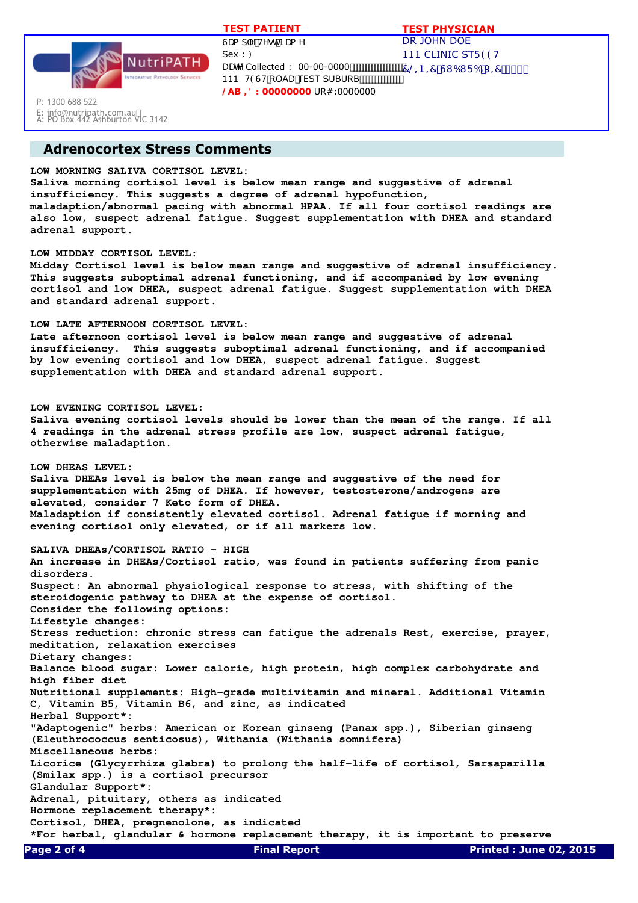## Adrenocortex Stress Comments

**LOW MORNING SALIVA CORTISOL LEVEL:**
Saliva morning cortisol level is below mean range and suggestive of adrenal insufficiency. This suggests a degree of adrenal hypofunction, maladaption/abnormal pacing with abnormal HPAA. If all four cortisol readings are also low, suspect adrenal fatigue. Suggest supplementation with DHEA and standard adrenal support.

**LOW MIDDAY CORTISOL LEVEL:**
Midday Cortisol level is below mean range and suggestive of adrenal insufficiency. This suggests suboptimal adrenal functioning, and if accompanied by low evening cortisol and low DHEA, suspect adrenal fatigue. Suggest supplementation with DHEA and standard adrenal support.

**LOW LATE AFTERNOON CORTISOL LEVEL:**
Late afternoon cortisol level is below mean range and suggestive of adrenal insufficiency. This suggests suboptimal adrenal functioning, and if accompanied by low evening cortisol and low DHEA, suspect adrenal fatigue. Suggest supplementation with DHEA and standard adrenal support.

**LOW EVENING CORTISOL LEVEL:**
Saliva evening cortisol levels should be lower than the mean of the range. If all 4 readings in the adrenal stress profile are low, suspect adrenal fatigue, otherwise maladaption.

**LOW DHEAS LEVEL:**
Saliva DHEAs level is below the mean range and suggestive of the need for supplementation with 25mg of DHEA. If however, testosterone/androgens are elevated, consider 7 Keto form of DHEA.
Maladaption if consistently elevated cortisol. Adrenal fatigue if morning and evening cortisol only elevated, or if all markers low.

**SALIVA DHEAs/CORTISOL RATIO - HIGH**
An increase in DHEAs/Cortisol ratio, was found in patients suffering from panic disorders.
Suspect: An abnormal physiological response to stress, with shifting of the steroidogenic pathway to DHEA at the expense of cortisol.
Consider the following options:
Lifestyle changes:
Stress reduction: chronic stress can fatigue the adrenals Rest, exercise, prayer, meditation, relaxation exercises
Dietary changes:
Balance blood sugar: Lower calorie, high protein, high complex carbohydrate and high fiber diet
Nutritional supplements: High-grade multivitamin and mineral. Additional Vitamin C, Vitamin B5, Vitamin B6, and zinc, as indicated
Herbal Support*:
"Adaptogenic" herbs: American or Korean ginseng (Panax spp.), Siberian ginseng (Eleuthrococcus senticosus), Withania (Withania somnifera)
Miscellaneous herbs:
Licorice (Glycyrrhiza glabra) to prolong the half-life of cortisol, Sarsaparilla (Smilax spp.) is a cortisol precursor
Glandular Support*:
Adrenal, pituitary, others as indicated
Hormone replacement therapy*:
Cortisol, DHEA, pregnenolone, as indicated
*For herbal, glandular & hormone replacement therapy, it is important to preserve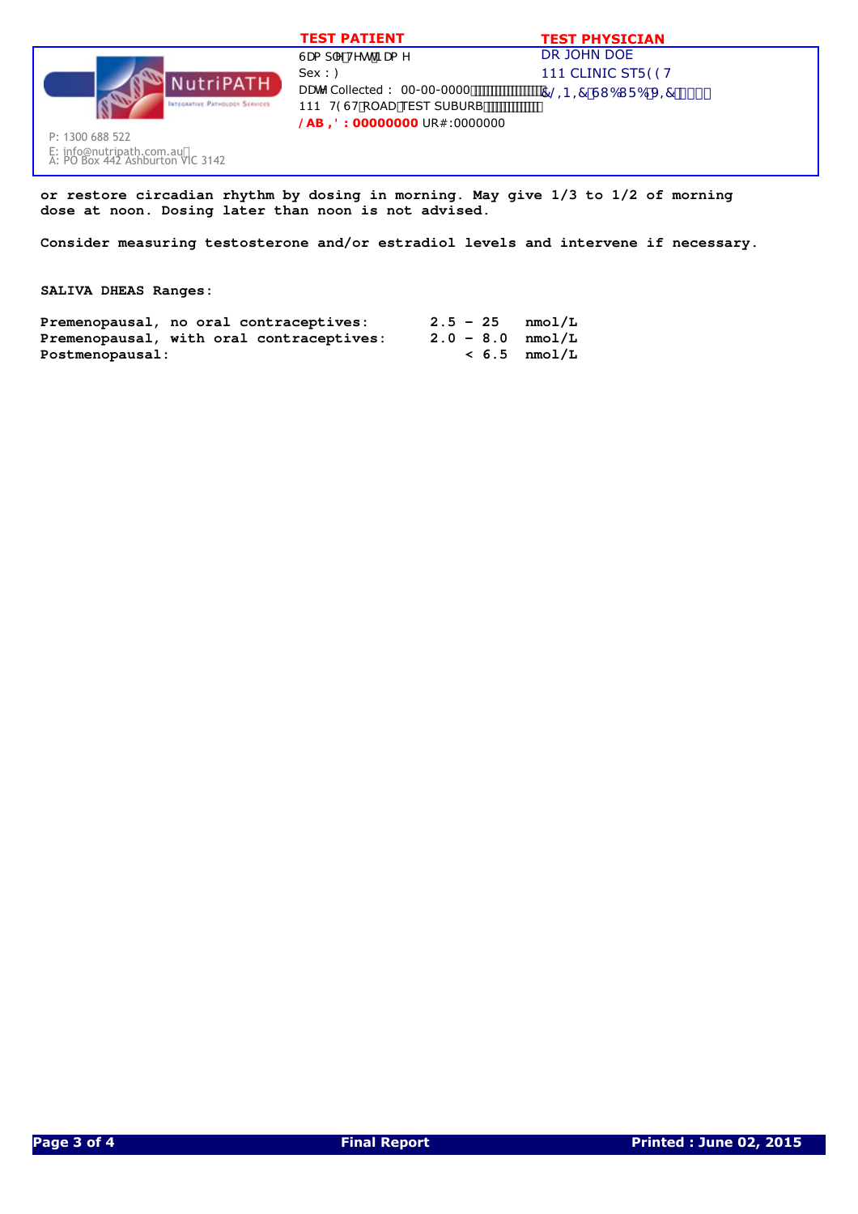or restore circadian rhythm by dosing in morning. May give 1/3 to 1/2 of morning dose at noon. Dosing later than noon is not advised.

Consider measuring testosterone and/or estradiol levels and intervene if necessary.

**SALIVA DHEAS Ranges:**

| | | |
|---|---|---|
| Premenopausal, no oral contraceptives: | 2.5 - 25 | nmol/L |
| Premenopausal, with oral contraceptives: | 2.0 - 8.0 | nmol/L |
| Postmenopausal: | < 6.5 | nmol/L |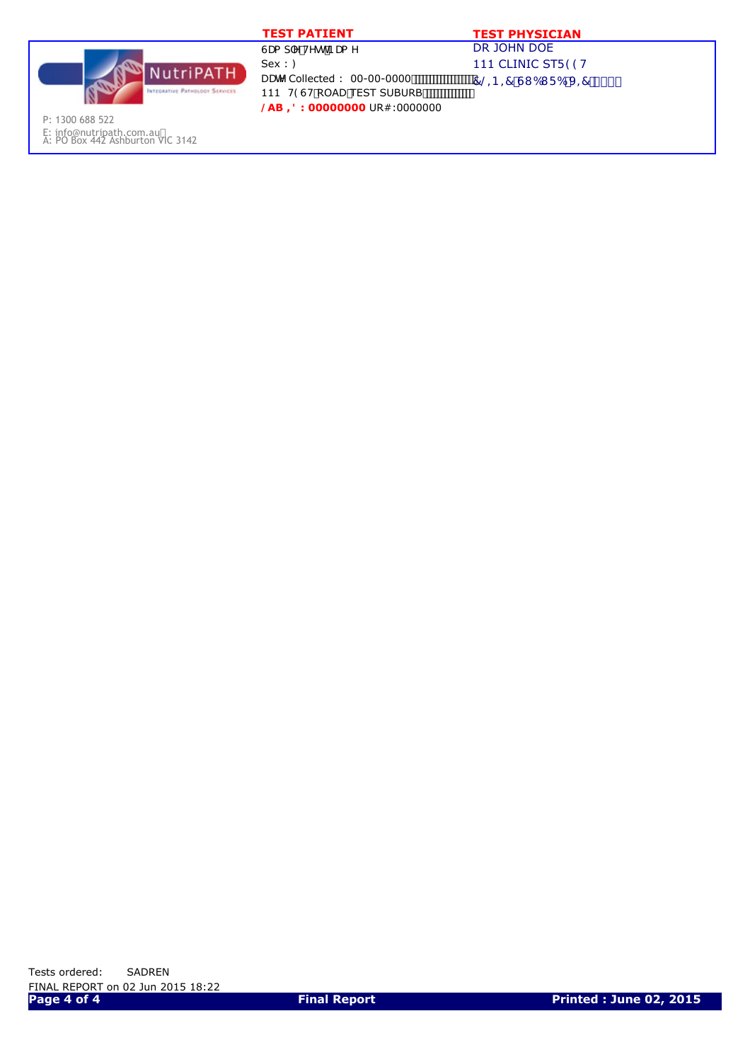Tests ordered: SADREN

FINAL REPORT on 02 Jun 2015 18:22